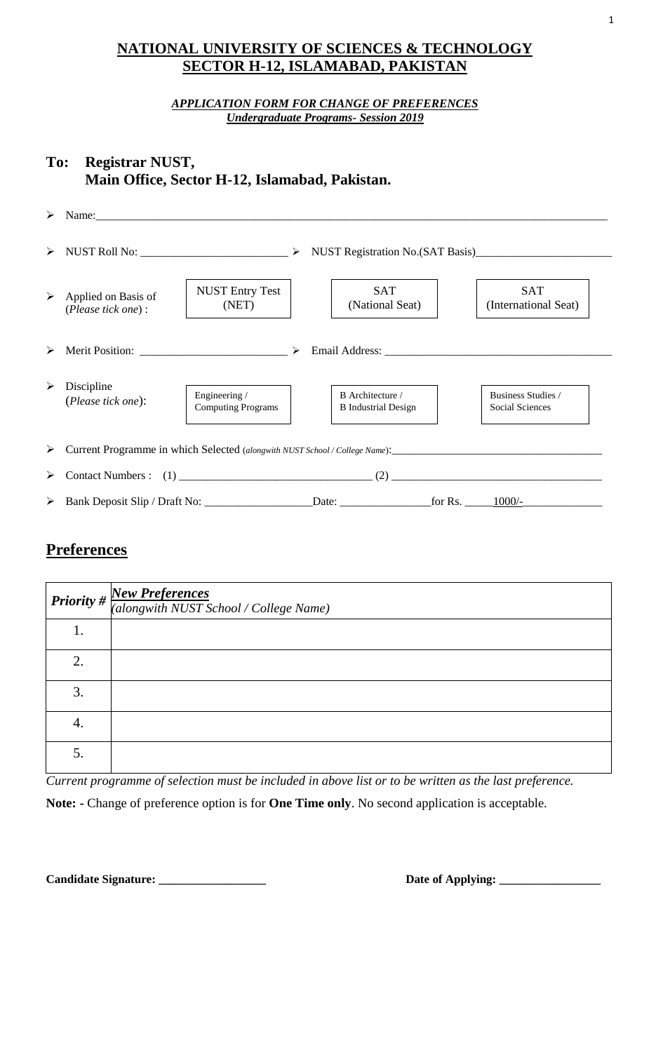# NATIONAL UNIVERSITY OF SCIENCES & TECHNOLOGY
# SECTOR H-12, ISLAMABAD, PAKISTAN

***APPLICATION FORM FOR CHANGE OF PREFERENCES***
***Undergraduate Programs- Session 2019***

**To: Registrar NUST,**
**Main Office, Sector H-12, Islamabad, Pakistan.**

- Name:\_\_\_\_\_\_\_\_\_\_\_\_\_\_\_\_\_\_\_\_\_\_\_\_\_\_\_\_\_\_\_\_\_\_\_\_\_\_\_\_\_\_\_\_\_\_\_\_\_\_\_\_\_\_\_\_\_\_\_\_\_\_\_\_\_\_\_\_\_\_\_\_\_\_\_\_\_\_\_\_\_\_\_\_\_\_
- NUST Roll No: \_\_\_\_\_\_\_\_\_\_\_\_\_\_\_\_\_\_\_\_\_\_\_\_\_\_
- NUST Registration No.(SAT Basis)\_\_\_\_\_\_\_\_\_\_\_\_\_\_\_\_\_\_\_\_\_\_\_\_\_
- Applied on Basis of (*Please tick one*) : ☐ NUST Entry Test (NET) ☐ SAT (National Seat) ☐ SAT (International Seat)
- Merit Position: \_\_\_\_\_\_\_\_\_\_\_\_\_\_\_\_\_\_\_\_\_\_\_\_\_\_
- Email Address: \_\_\_\_\_\_\_\_\_\_\_\_\_\_\_\_\_\_\_\_\_\_\_\_\_\_\_\_\_\_\_\_\_\_\_\_\_\_\_\_\_\_\_\_
- Discipline (*Please tick one*): ☐ Engineering / Computing Programs ☐ B Architecture / B Industrial Design ☐ Business Studies / Social Sciences
- Current Programme in which Selected (*alongwith NUST School / College Name*):\_\_\_\_\_\_\_\_\_\_\_\_\_\_\_\_\_\_\_\_\_\_\_\_\_\_\_\_\_\_\_\_\_\_\_\_\_\_\_
- Contact Numbers : (1) \_\_\_\_\_\_\_\_\_\_\_\_\_\_\_\_\_\_\_\_\_\_\_\_\_\_\_\_\_\_\_\_\_\_\_ (2) \_\_\_\_\_\_\_\_\_\_\_\_\_\_\_\_\_\_\_\_\_\_\_\_\_\_\_\_\_\_\_\_\_\_\_\_\_\_
- Bank Deposit Slip / Draft No: \_\_\_\_\_\_\_\_\_\_\_\_\_\_\_\_\_\_\_Date: \_\_\_\_\_\_\_\_\_\_\_\_\_\_\_\_for Rs. \_\_\_\_\_1000/-\_\_\_\_\_\_\_\_\_\_\_\_\_\_

## Preferences

| ***Priority #*** | ***New Preferences*** *(alongwith NUST School / College Name)* |
|---|---|
| 1. | |
| 2. | |
| 3. | |
| 4. | |
| 5. | |

*Current programme of selection must be included in above list or to be written as the last preference.*

**Note: -** Change of preference option is for **One Time only**. No second application is acceptable.

**Candidate Signature: \_\_\_\_\_\_\_\_\_\_\_\_\_\_\_\_\_\_** **Date of Applying: \_\_\_\_\_\_\_\_\_\_\_\_\_\_\_\_\_**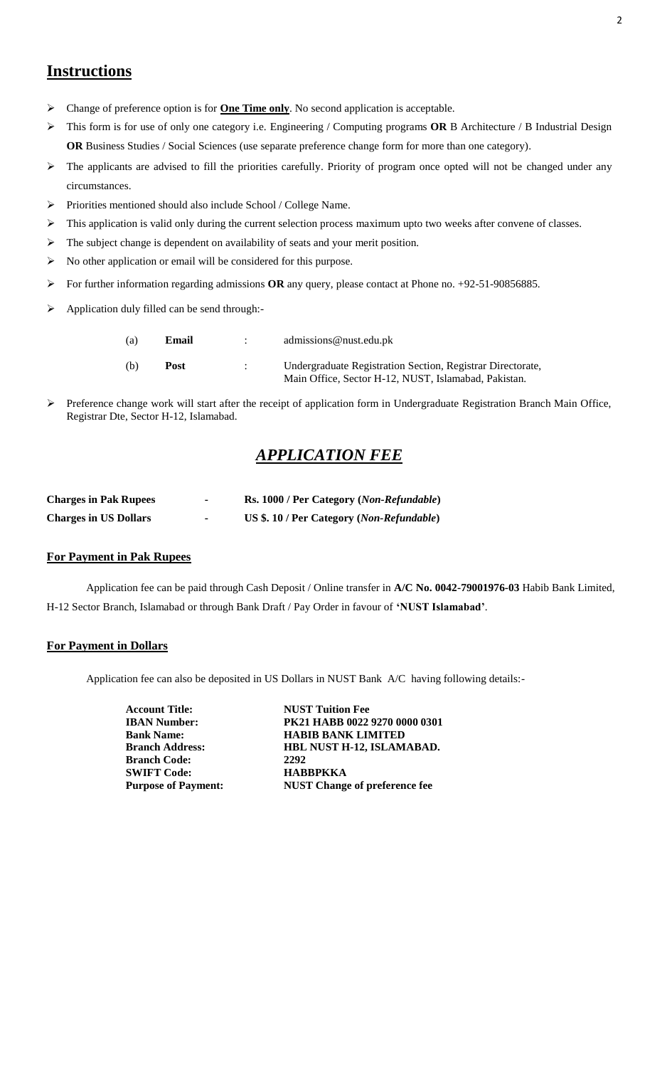## Instructions

- Change of preference option is for **One Time only**. No second application is acceptable.
- This form is for use of only one category i.e. Engineering / Computing programs **OR** B Architecture / B Industrial Design **OR** Business Studies / Social Sciences (use separate preference change form for more than one category).
- The applicants are advised to fill the priorities carefully. Priority of program once opted will not be changed under any circumstances.
- Priorities mentioned should also include School / College Name.
- This application is valid only during the current selection process maximum upto two weeks after convene of classes.
- The subject change is dependent on availability of seats and your merit position.
- No other application or email will be considered for this purpose.
- For further information regarding admissions **OR** any query, please contact at Phone no. +92-51-90856885.
- Application duly filled can be send through:-

| | | | |
|---|---|---|---|
| (a) | **Email** | : | admissions@nust.edu.pk |
| (b) | **Post** | : | Undergraduate Registration Section, Registrar Directorate, Main Office, Sector H-12, NUST, Islamabad, Pakistan. |

- Preference change work will start after the receipt of application form in Undergraduate Registration Branch Main Office, Registrar Dte, Sector H-12, Islamabad.

## ***APPLICATION FEE***

| | | |
|---|---|---|
| **Charges in Pak Rupees** | - | **Rs. 1000 / Per Category (*Non-Refundable*)** |
| **Charges in US Dollars** | - | **US $. 10 / Per Category (*Non-Refundable*)** |

### For Payment in Pak Rupees

Application fee can be paid through Cash Deposit / Online transfer in **A/C No. 0042-79001976-03** Habib Bank Limited, H-12 Sector Branch, Islamabad or through Bank Draft / Pay Order in favour of **'NUST Islamabad'**.

### For Payment in Dollars

Application fee can also be deposited in US Dollars in NUST Bank A/C having following details:-

| | |
|---|---|
| **Account Title:** | **NUST Tuition Fee** |
| **IBAN Number:** | **PK21 HABB 0022 9270 0000 0301** |
| **Bank Name:** | **HABIB BANK LIMITED** |
| **Branch Address:** | **HBL NUST H-12, ISLAMABAD.** |
| **Branch Code:** | **2292** |
| **SWIFT Code:** | **HABBPKKA** |
| **Purpose of Payment:** | **NUST Change of preference fee** |